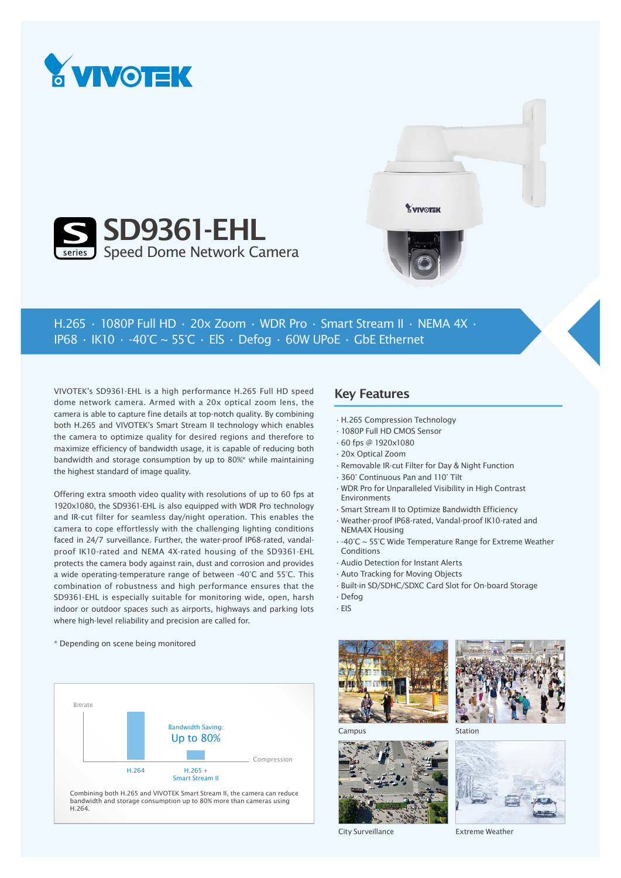# SD9361-EHL

Speed Dome Network Camera

H.265 · 1080P Full HD · 20x Zoom · WDR Pro · Smart Stream II · NEMA 4X · IP68 · IK10 · -40°C ~ 55°C · EIS · Defog · 60W UPoE · GbE Ethernet

VIVOTEK's SD9361-EHL is a high performance H.265 Full HD speed dome network camera. Armed with a 20x optical zoom lens, the camera is able to capture fine details at top-notch quality. By combining both H.265 and VIVOTEK's Smart Stream II technology which enables the camera to optimize quality for desired regions and therefore to maximize efficiency of bandwidth usage, it is capable of reducing both bandwidth and storage consumption by up to 80%* while maintaining the highest standard of image quality.

Offering extra smooth video quality with resolutions of up to 60 fps at 1920x1080, the SD9361-EHL is also equipped with WDR Pro technology and IR-cut filter for seamless day/night operation. This enables the camera to cope effortlessly with the challenging lighting conditions faced in 24/7 surveillance. Further, the water-proof IP68-rated, vandal-proof IK10-rated and NEMA 4X-rated housing of the SD9361-EHL protects the camera body against rain, dust and corrosion and provides a wide operating-temperature range of between -40°C and 55°C. This combination of robustness and high performance ensures that the SD9361-EHL is especially suitable for monitoring wide, open, harsh indoor or outdoor spaces such as airports, highways and parking lots where high-level reliability and precision are called for.

\* Depending on scene being monitored

Bitrate

Bandwidth Saving: Up to 80%

H.264 · H.265 + Smart Stream II · Compression

Combining both H.265 and VIVOTEK Smart Stream II, the camera can reduce bandwidth and storage consumption up to 80% more than cameras using H.264.

## Key Features

- H.265 Compression Technology
- 1080P Full HD CMOS Sensor
- 60 fps @ 1920x1080
- 20x Optical Zoom
- Removable IR-cut Filter for Day & Night Function
- 360° Continuous Pan and 110° Tilt
- WDR Pro for Unparalleled Visibility in High Contrast Environments
- Smart Stream II to Optimize Bandwidth Efficiency
- Weather-proof IP68-rated, Vandal-proof IK10-rated and NEMA4X Housing
- -40°C ~ 55°C Wide Temperature Range for Extreme Weather Conditions
- Audio Detection for Instant Alerts
- Auto Tracking for Moving Objects
- Built-in SD/SDHC/SDXC Card Slot for On-board Storage
- Defog
- EIS

Campus

Station

City Surveillance

Extreme Weather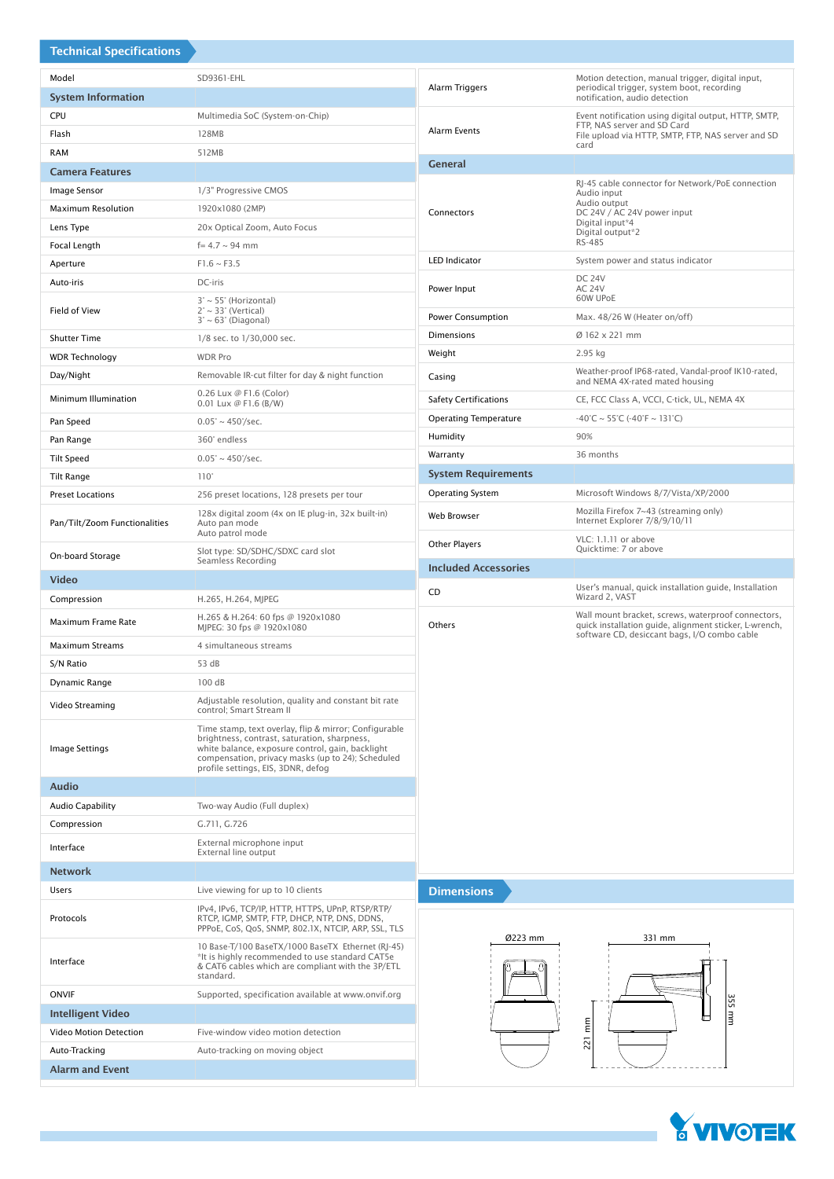## Technical Specifications

| Model | SD9361-EHL |
|---|---|
| **System Information** | |
| CPU | Multimedia SoC (System-on-Chip) |
| Flash | 128MB |
| RAM | 512MB |
| **Camera Features** | |
| Image Sensor | 1/3" Progressive CMOS |
| Maximum Resolution | 1920x1080 (2MP) |
| Lens Type | 20x Optical Zoom, Auto Focus |
| Focal Length | f= 4.7 ~ 94 mm |
| Aperture | F1.6 ~ F3.5 |
| Auto-iris | DC-iris |
| Field of View | 3° ~ 55° (Horizontal)<br>2° ~ 33° (Vertical)<br>3° ~ 63° (Diagonal) |
| Shutter Time | 1/8 sec. to 1/30,000 sec. |
| WDR Technology | WDR Pro |
| Day/Night | Removable IR-cut filter for day & night function |
| Minimum Illumination | 0.26 Lux @ F1.6 (Color)<br>0.01 Lux @ F1.6 (B/W) |
| Pan Speed | 0.05° ~ 450°/sec. |
| Pan Range | 360° endless |
| Tilt Speed | 0.05° ~ 450°/sec. |
| Tilt Range | 110° |
| Preset Locations | 256 preset locations, 128 presets per tour |
| Pan/Tilt/Zoom Functionalities | 128x digital zoom (4x on IE plug-in, 32x built-in)<br>Auto pan mode<br>Auto patrol mode |
| On-board Storage | Slot type: SD/SDHC/SDXC card slot<br>Seamless Recording |
| **Video** | |
| Compression | H.265, H.264, MJPEG |
| Maximum Frame Rate | H.265 & H.264: 60 fps @ 1920x1080<br>MJPEG: 30 fps @ 1920x1080 |
| Maximum Streams | 4 simultaneous streams |
| S/N Ratio | 53 dB |
| Dynamic Range | 100 dB |
| Video Streaming | Adjustable resolution, quality and constant bit rate control; Smart Stream II |
| Image Settings | Time stamp, text overlay, flip & mirror; Configurable brightness, contrast, saturation, sharpness, white balance, exposure control, gain, backlight compensation, privacy masks (up to 24); Scheduled profile settings, EIS, 3DNR, defog |
| **Audio** | |
| Audio Capability | Two-way Audio (Full duplex) |
| Compression | G.711, G.726 |
| Interface | External microphone input<br>External line output |
| **Network** | |
| Users | Live viewing for up to 10 clients |
| Protocols | IPv4, IPv6, TCP/IP, HTTP, HTTPS, UPnP, RTSP/RTP/RTCP, IGMP, SMTP, FTP, DHCP, NTP, DNS, DDNS, PPPoE, CoS, QoS, SNMP, 802.1X, NTCIP, ARP, SSL, TLS |
| Interface | 10 Base-T/100 BaseTX/1000 BaseTX Ethernet (RJ-45)<br>*It is highly recommended to use standard CAT5e & CAT6 cables which are compliant with the 3P/ETL standard. |
| ONVIF | Supported, specification available at www.onvif.org |
| **Intelligent Video** | |
| Video Motion Detection | Five-window video motion detection |
| Auto-Tracking | Auto-tracking on moving object |
| **Alarm and Event** | |
| Alarm Triggers | Motion detection, manual trigger, digital input, periodical trigger, system boot, recording notification, audio detection |
| Alarm Events | Event notification using digital output, HTTP, SMTP, FTP, NAS server and SD Card<br>File upload via HTTP, SMTP, FTP, NAS server and SD card |
| **General** | |
| Connectors | RJ-45 cable connector for Network/PoE connection<br>Audio input<br>Audio output<br>DC 24V / AC 24V power input<br>Digital input*4<br>Digital output*2<br>RS-485 |
| LED Indicator | System power and status indicator |
| Power Input | DC 24V<br>AC 24V<br>60W UPoE |
| Power Consumption | Max. 48/26 W (Heater on/off) |
| Dimensions | Ø 162 x 221 mm |
| Weight | 2.95 kg |
| Casing | Weather-proof IP68-rated, Vandal-proof IK10-rated, and NEMA 4X-rated mated housing |
| Safety Certifications | CE, FCC Class A, VCCI, C-tick, UL, NEMA 4X |
| Operating Temperature | -40°C ~ 55°C (-40°F ~ 131°C) |
| Humidity | 90% |
| Warranty | 36 months |
| **System Requirements** | |
| Operating System | Microsoft Windows 8/7/Vista/XP/2000 |
| Web Browser | Mozilla Firefox 7~43 (streaming only)<br>Internet Explorer 7/8/9/10/11 |
| Other Players | VLC: 1.1.11 or above<br>Quicktime: 7 or above |
| **Included Accessories** | |
| CD | User's manual, quick installation guide, Installation Wizard 2, VAST |
| Others | Wall mount bracket, screws, waterproof connectors, quick installation guide, alignment sticker, L-wrench, software CD, desiccant bags, I/O combo cable |

## Dimensions

Ø223 mm

331 mm

221 mm

355 mm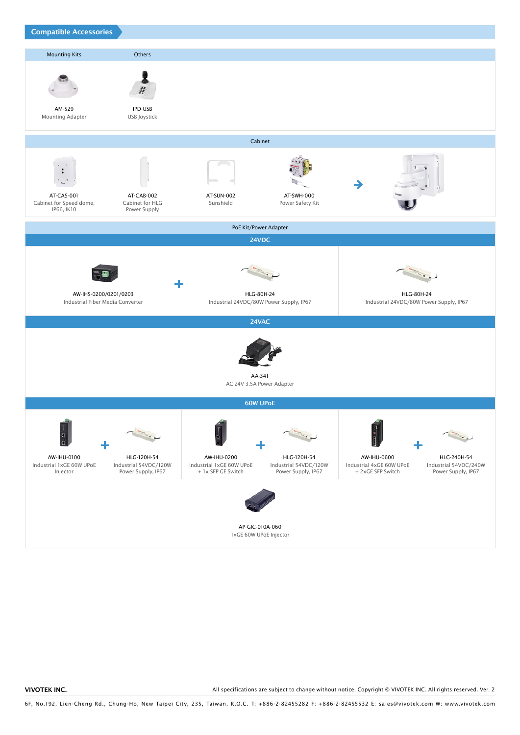## Compatible Accessories

### Mounting Kits

AM-529
Mounting Adapter

### Others

IPD-USB
USB Joystick

### Cabinet

AT-CAS-001
Cabinet for Speed dome, IP66, IK10

AT-CAB-002
Cabinet for HLG Power Supply

AT-SUN-002
Sunshield

AT-SWH-000
Power Safety Kit

### PoE Kit/Power Adapter

#### 24VDC

AW-IHS-0200/0201/0203
Industrial Fiber Media Converter

+

HLG-80H-24
Industrial 24VDC/80W Power Supply, IP67

HLG-80H-24
Industrial 24VDC/80W Power Supply, IP67

#### 24VAC

AA-341
AC 24V 3.5A Power Adapter

#### 60W UPoE

AW-IHU-0100
Industrial 1xGE 60W UPoE Injector

+

HLG-120H-54
Industrial 54VDC/120W Power Supply, IP67

AW-IHU-0200
Industrial 1xGE 60W UPoE + 1x SFP GE Switch

+

HLG-120H-54
Industrial 54VDC/120W Power Supply, IP67

AW-IHU-0600
Industrial 4xGE 60W UPoE + 2xGE SFP Switch

+

HLG-240H-54
Industrial 54VDC/240W Power Supply, IP67

AP-GIC-010A-060
1xGE 60W UPoE Injector

**VIVOTEK INC.**

All specifications are subject to change without notice. Copyright © VIVOTEK INC. All rights reserved. Ver. 2

6F, No.192, Lien-Cheng Rd., Chung-Ho, New Taipei City, 235, Taiwan, R.O.C. T: +886-2-82455282 F: +886-2-82455532 E: sales@vivotek.com W: www.vivotek.com